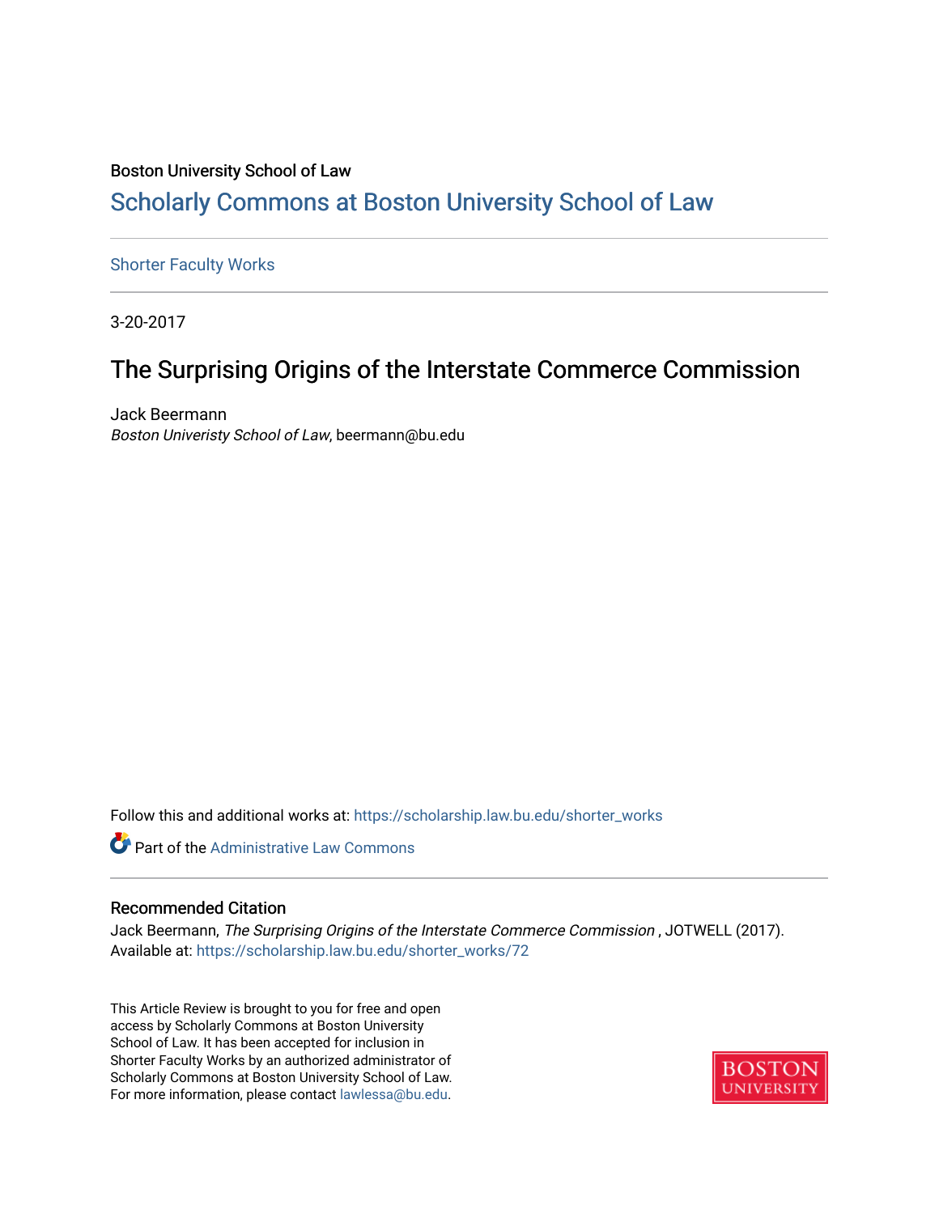Boston University School of Law

# Scholarly Commons at Boston University School of Law

Shorter Faculty Works

3-20-2017

## The Surprising Origins of the Interstate Commerce Commission

Jack Beermann
*Boston Univeristy School of Law*, beermann@bu.edu

Follow this and additional works at: https://scholarship.law.bu.edu/shorter_works

Part of the Administrative Law Commons

### Recommended Citation

Jack Beermann, *The Surprising Origins of the Interstate Commerce Commission* , JOTWELL (2017).
Available at: https://scholarship.law.bu.edu/shorter_works/72

This Article Review is brought to you for free and open access by Scholarly Commons at Boston University School of Law. It has been accepted for inclusion in Shorter Faculty Works by an authorized administrator of Scholarly Commons at Boston University School of Law. For more information, please contact lawlessa@bu.edu.

BOSTON UNIVERSITY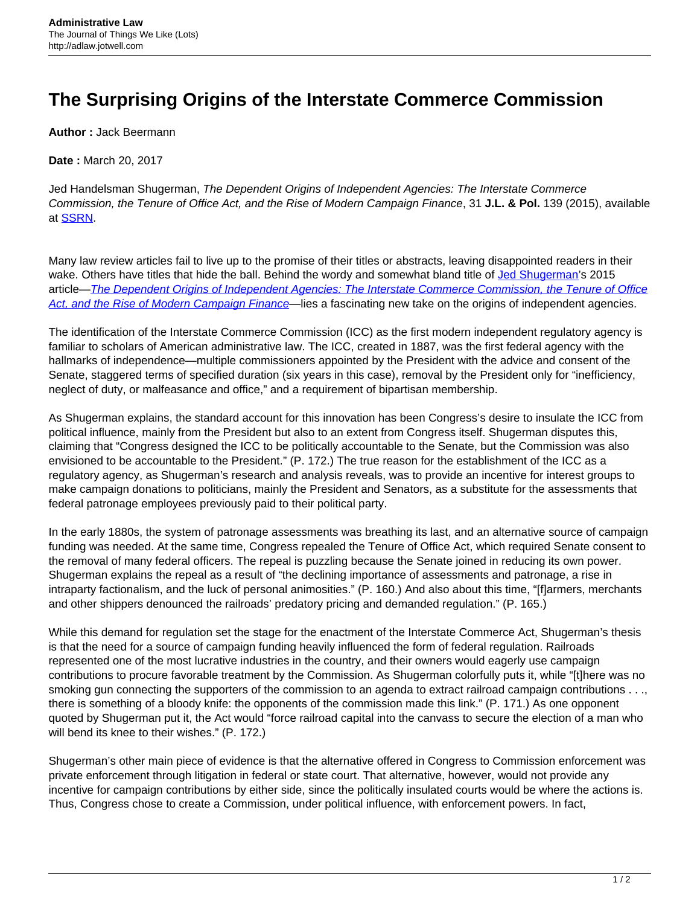**Administrative Law**
The Journal of Things We Like (Lots)
http://adlaw.jotwell.com

# The Surprising Origins of the Interstate Commerce Commission

**Author :** Jack Beermann

**Date :** March 20, 2017

Jed Handelsman Shugerman, *The Dependent Origins of Independent Agencies: The Interstate Commerce Commission, the Tenure of Office Act, and the Rise of Modern Campaign Finance*, 31 **J.L. & Pol.** 139 (2015), available at SSRN.

Many law review articles fail to live up to the promise of their titles or abstracts, leaving disappointed readers in their wake. Others have titles that hide the ball. Behind the wordy and somewhat bland title of Jed Shugerman's 2015 article—*The Dependent Origins of Independent Agencies: The Interstate Commerce Commission, the Tenure of Office Act, and the Rise of Modern Campaign Finance*—lies a fascinating new take on the origins of independent agencies.

The identification of the Interstate Commerce Commission (ICC) as the first modern independent regulatory agency is familiar to scholars of American administrative law. The ICC, created in 1887, was the first federal agency with the hallmarks of independence—multiple commissioners appointed by the President with the advice and consent of the Senate, staggered terms of specified duration (six years in this case), removal by the President only for "inefficiency, neglect of duty, or malfeasance and office," and a requirement of bipartisan membership.

As Shugerman explains, the standard account for this innovation has been Congress's desire to insulate the ICC from political influence, mainly from the President but also to an extent from Congress itself. Shugerman disputes this, claiming that "Congress designed the ICC to be politically accountable to the Senate, but the Commission was also envisioned to be accountable to the President." (P. 172.) The true reason for the establishment of the ICC as a regulatory agency, as Shugerman's research and analysis reveals, was to provide an incentive for interest groups to make campaign donations to politicians, mainly the President and Senators, as a substitute for the assessments that federal patronage employees previously paid to their political party.

In the early 1880s, the system of patronage assessments was breathing its last, and an alternative source of campaign funding was needed. At the same time, Congress repealed the Tenure of Office Act, which required Senate consent to the removal of many federal officers. The repeal is puzzling because the Senate joined in reducing its own power. Shugerman explains the repeal as a result of "the declining importance of assessments and patronage, a rise in intraparty factionalism, and the luck of personal animosities." (P. 160.) And also about this time, "[f]armers, merchants and other shippers denounced the railroads' predatory pricing and demanded regulation." (P. 165.)

While this demand for regulation set the stage for the enactment of the Interstate Commerce Act, Shugerman's thesis is that the need for a source of campaign funding heavily influenced the form of federal regulation. Railroads represented one of the most lucrative industries in the country, and their owners would eagerly use campaign contributions to procure favorable treatment by the Commission. As Shugerman colorfully puts it, while "[t]here was no smoking gun connecting the supporters of the commission to an agenda to extract railroad campaign contributions . . ., there is something of a bloody knife: the opponents of the commission made this link." (P. 171.) As one opponent quoted by Shugerman put it, the Act would "force railroad capital into the canvass to secure the election of a man who will bend its knee to their wishes." (P. 172.)

Shugerman's other main piece of evidence is that the alternative offered in Congress to Commission enforcement was private enforcement through litigation in federal or state court. That alternative, however, would not provide any incentive for campaign contributions by either side, since the politically insulated courts would be where the actions is. Thus, Congress chose to create a Commission, under political influence, with enforcement powers. In fact,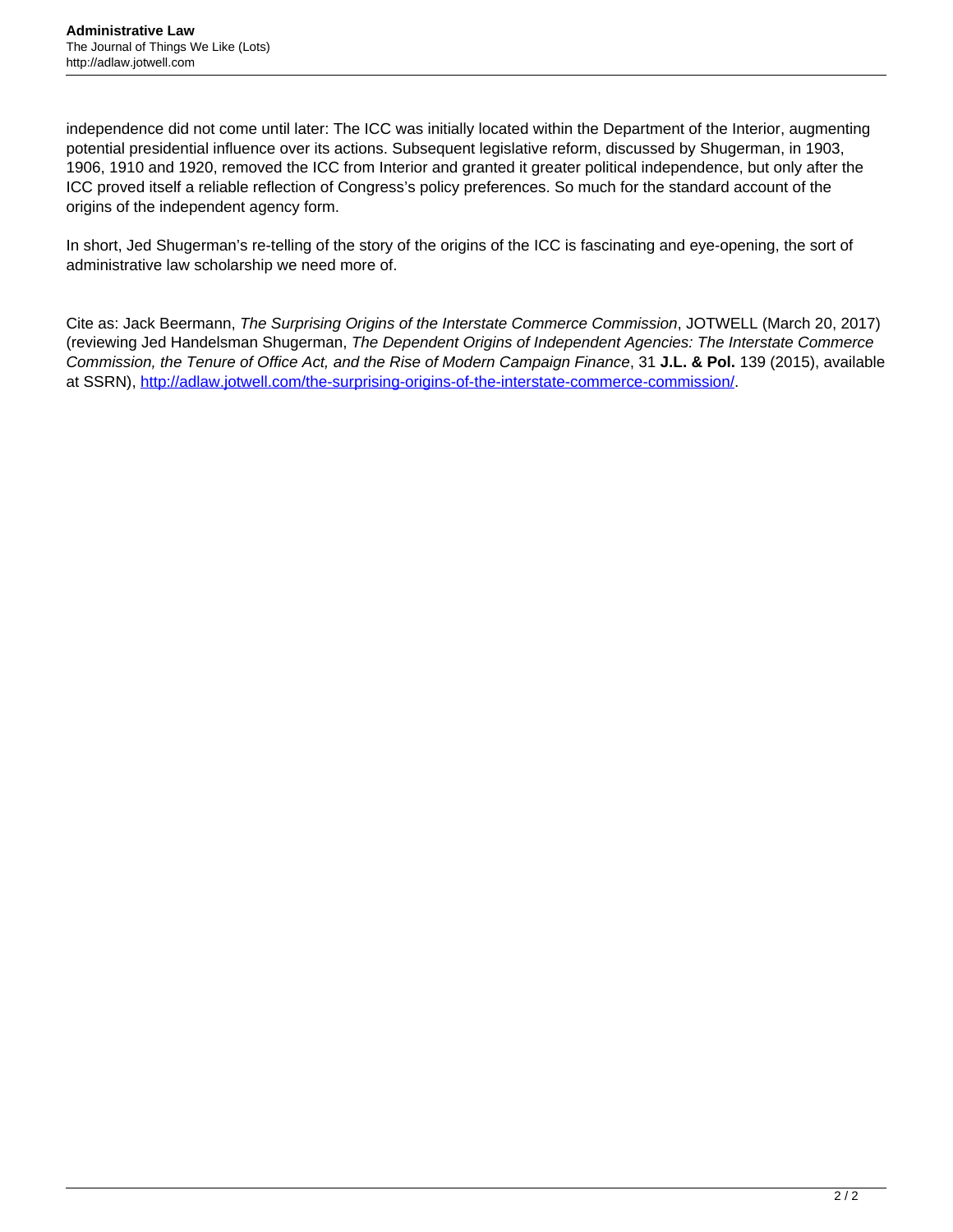independence did not come until later: The ICC was initially located within the Department of the Interior, augmenting potential presidential influence over its actions. Subsequent legislative reform, discussed by Shugerman, in 1903, 1906, 1910 and 1920, removed the ICC from Interior and granted it greater political independence, but only after the ICC proved itself a reliable reflection of Congress's policy preferences. So much for the standard account of the origins of the independent agency form.

In short, Jed Shugerman's re-telling of the story of the origins of the ICC is fascinating and eye-opening, the sort of administrative law scholarship we need more of.

Cite as: Jack Beermann, *The Surprising Origins of the Interstate Commerce Commission*, JOTWELL (March 20, 2017) (reviewing Jed Handelsman Shugerman, *The Dependent Origins of Independent Agencies: The Interstate Commerce Commission, the Tenure of Office Act, and the Rise of Modern Campaign Finance*, 31 **J.L. & Pol.** 139 (2015), available at SSRN), [http://adlaw.jotwell.com/the-surprising-origins-of-the-interstate-commerce-commission/](http://adlaw.jotwell.com/the-surprising-origins-of-the-interstate-commerce-commission/).